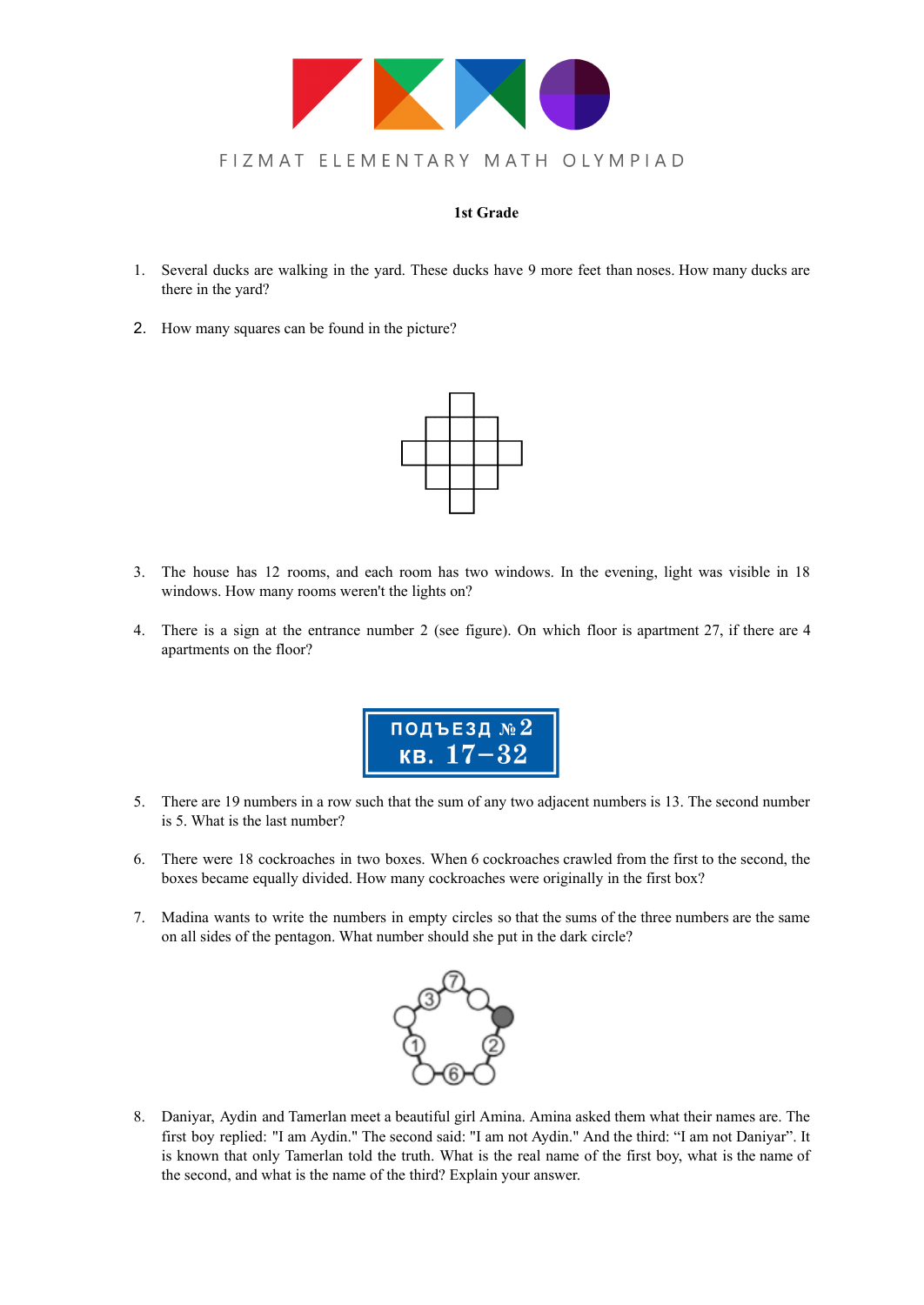FIZMAT ELEMENTARY MATH OLYMPIAD

**1st Grade**

1. Several ducks are walking in the yard. These ducks have 9 more feet than noses. How many ducks are there in the yard?

2. How many squares can be found in the picture?

3. The house has 12 rooms, and each room has two windows. In the evening, light was visible in 18 windows. How many rooms weren't the lights on?

4. There is a sign at the entrance number 2 (see figure). On which floor is apartment 27, if there are 4 apartments on the floor?

ПОДЪЕЗД №2
КВ. 17–32

5. There are 19 numbers in a row such that the sum of any two adjacent numbers is 13. The second number is 5. What is the last number?

6. There were 18 cockroaches in two boxes. When 6 cockroaches crawled from the first to the second, the boxes became equally divided. How many cockroaches were originally in the first box?

7. Madina wants to write the numbers in empty circles so that the sums of the three numbers are the same on all sides of the pentagon. What number should she put in the dark circle?

8. Daniyar, Aydin and Tamerlan meet a beautiful girl Amina. Amina asked them what their names are. The first boy replied: "I am Aydin." The second said: "I am not Aydin." And the third: "I am not Daniyar". It is known that only Tamerlan told the truth. What is the real name of the first boy, what is the name of the second, and what is the name of the third? Explain your answer.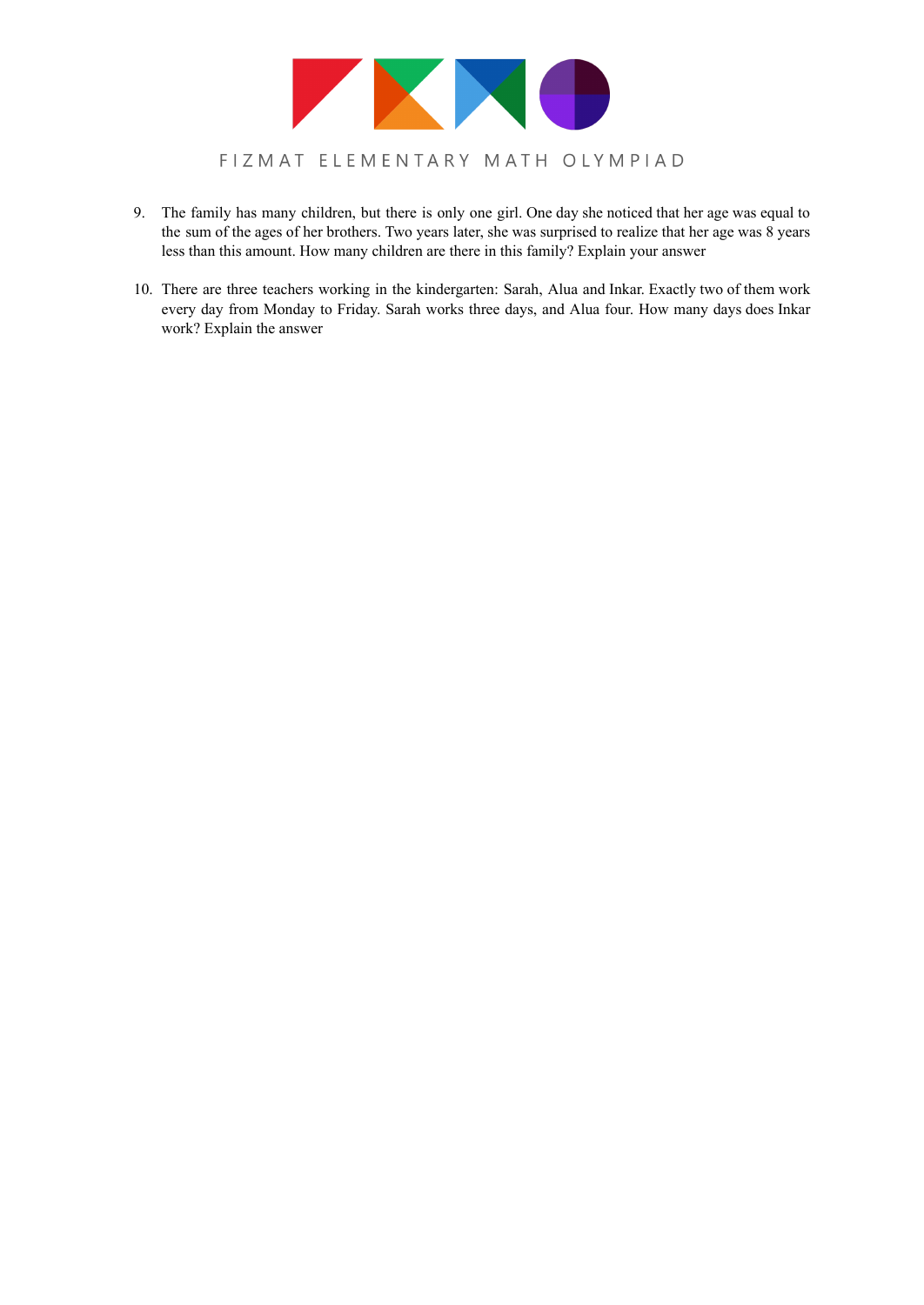9. The family has many children, but there is only one girl. One day she noticed that her age was equal to the sum of the ages of her brothers. Two years later, she was surprised to realize that her age was 8 years less than this amount. How many children are there in this family? Explain your answer

10. There are three teachers working in the kindergarten: Sarah, Alua and Inkar. Exactly two of them work every day from Monday to Friday. Sarah works three days, and Alua four. How many days does Inkar work? Explain the answer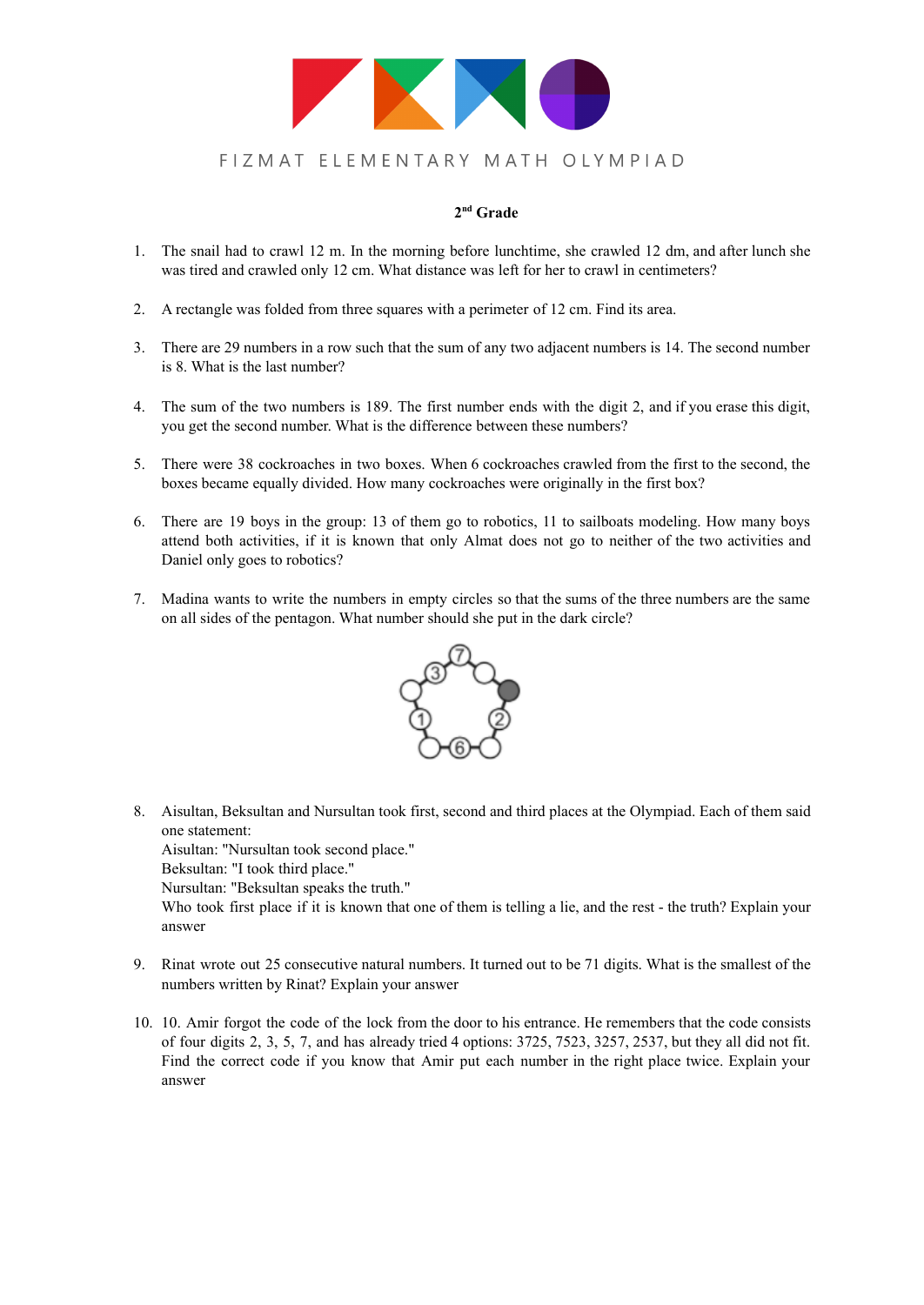FIZMAT ELEMENTARY MATH OLYMPIAD

**2nd Grade**

1. The snail had to crawl 12 m. In the morning before lunchtime, she crawled 12 dm, and after lunch she was tired and crawled only 12 cm. What distance was left for her to crawl in centimeters?

2. A rectangle was folded from three squares with a perimeter of 12 cm. Find its area.

3. There are 29 numbers in a row such that the sum of any two adjacent numbers is 14. The second number is 8. What is the last number?

4. The sum of the two numbers is 189. The first number ends with the digit 2, and if you erase this digit, you get the second number. What is the difference between these numbers?

5. There were 38 cockroaches in two boxes. When 6 cockroaches crawled from the first to the second, the boxes became equally divided. How many cockroaches were originally in the first box?

6. There are 19 boys in the group: 13 of them go to robotics, 11 to sailboats modeling. How many boys attend both activities, if it is known that only Almat does not go to neither of the two activities and Daniel only goes to robotics?

7. Madina wants to write the numbers in empty circles so that the sums of the three numbers are the same on all sides of the pentagon. What number should she put in the dark circle?

8. Aisultan, Beksultan and Nursultan took first, second and third places at the Olympiad. Each of them said one statement:
   Aisultan: "Nursultan took second place."
   Beksultan: "I took third place."
   Nursultan: "Beksultan speaks the truth."
   Who took first place if it is known that one of them is telling a lie, and the rest - the truth? Explain your answer

9. Rinat wrote out 25 consecutive natural numbers. It turned out to be 71 digits. What is the smallest of the numbers written by Rinat? Explain your answer

10. 10. Amir forgot the code of the lock from the door to his entrance. He remembers that the code consists of four digits 2, 3, 5, 7, and has already tried 4 options: 3725, 7523, 3257, 2537, but they all did not fit. Find the correct code if you know that Amir put each number in the right place twice. Explain your answer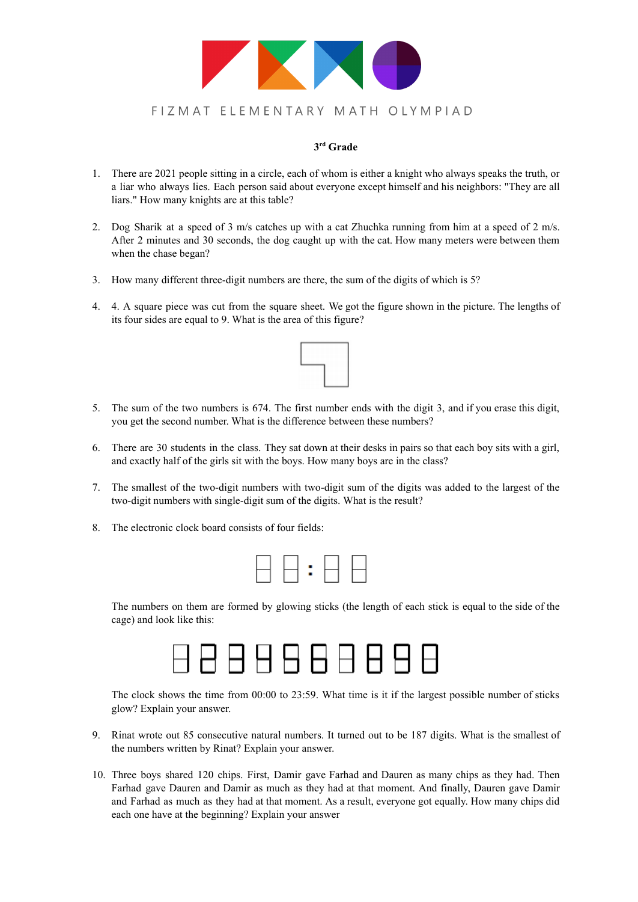FIZMAT ELEMENTARY MATH OLYMPIAD

### 3rd Grade

1. There are 2021 people sitting in a circle, each of whom is either a knight who always speaks the truth, or a liar who always lies. Each person said about everyone except himself and his neighbors: "They are all liars." How many knights are at this table?

2. Dog Sharik at a speed of 3 m/s catches up with a cat Zhuchka running from him at a speed of 2 m/s. After 2 minutes and 30 seconds, the dog caught up with the cat. How many meters were between them when the chase began?

3. How many different three-digit numbers are there, the sum of the digits of which is 5?

4. 4. A square piece was cut from the square sheet. We got the figure shown in the picture. The lengths of its four sides are equal to 9. What is the area of this figure?

5. The sum of the two numbers is 674. The first number ends with the digit 3, and if you erase this digit, you get the second number. What is the difference between these numbers?

6. There are 30 students in the class. They sat down at their desks in pairs so that each boy sits with a girl, and exactly half of the girls sit with the boys. How many boys are in the class?

7. The smallest of the two-digit numbers with two-digit sum of the digits was added to the largest of the two-digit numbers with single-digit sum of the digits. What is the result?

8. The electronic clock board consists of four fields:

   The numbers on them are formed by glowing sticks (the length of each stick is equal to the side of the cage) and look like this:

   The clock shows the time from 00:00 to 23:59. What time is it if the largest possible number of sticks glow? Explain your answer.

9. Rinat wrote out 85 consecutive natural numbers. It turned out to be 187 digits. What is the smallest of the numbers written by Rinat? Explain your answer.

10. Three boys shared 120 chips. First, Damir gave Farhad and Dauren as many chips as they had. Then Farhad gave Dauren and Damir as much as they had at that moment. And finally, Dauren gave Damir and Farhad as much as they had at that moment. As a result, everyone got equally. How many chips did each one have at the beginning? Explain your answer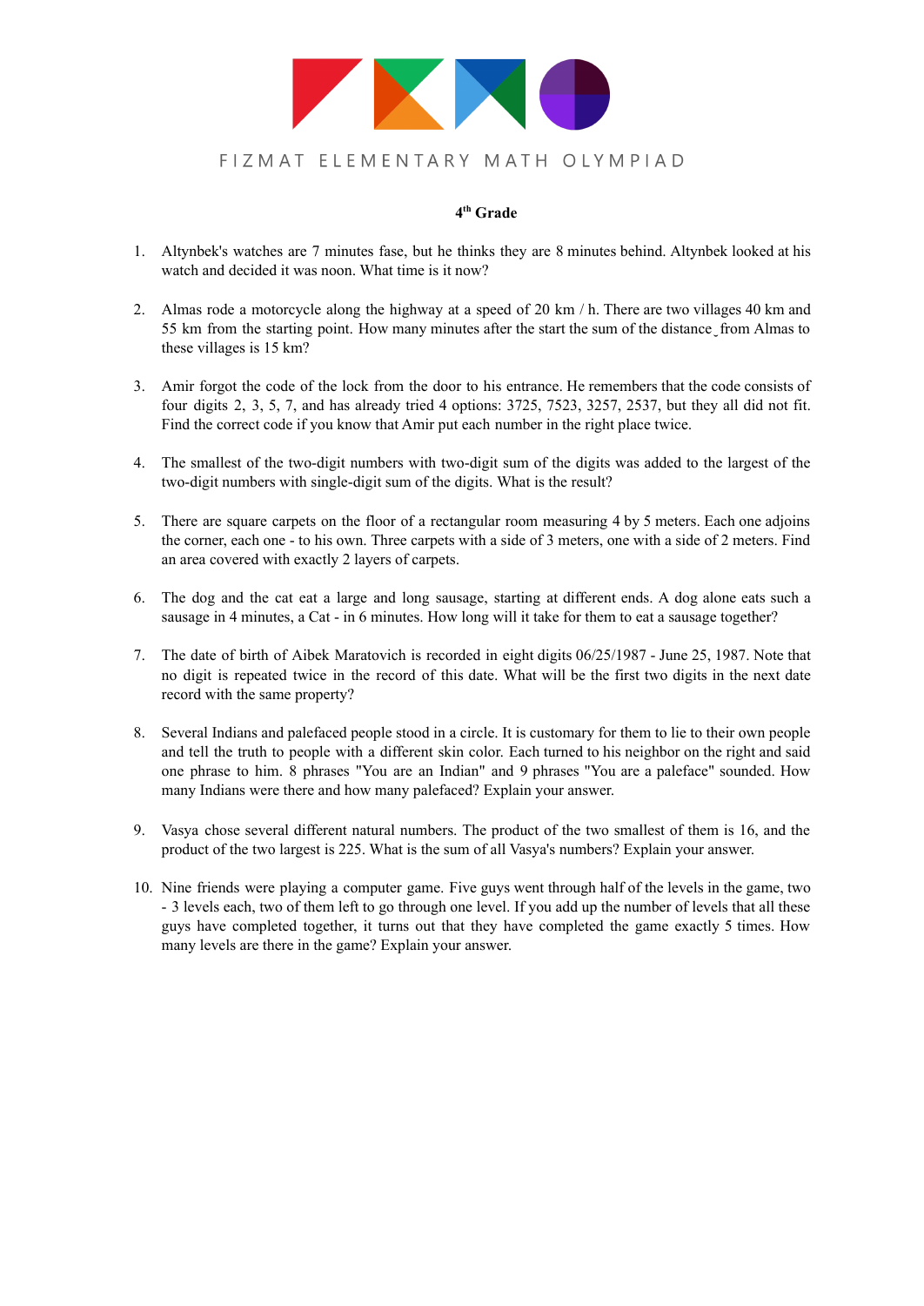FIZMAT ELEMENTARY MATH OLYMPIAD

**4th Grade**

1. Altynbek's watches are 7 minutes fase, but he thinks they are 8 minutes behind. Altynbek looked at his watch and decided it was noon. What time is it now?

2. Almas rode a motorcycle along the highway at a speed of 20 km / h. There are two villages 40 km and 55 km from the starting point. How many minutes after the start the sum of the distance from Almas to these villages is 15 km?

3. Amir forgot the code of the lock from the door to his entrance. He remembers that the code consists of four digits 2, 3, 5, 7, and has already tried 4 options: 3725, 7523, 3257, 2537, but they all did not fit. Find the correct code if you know that Amir put each number in the right place twice.

4. The smallest of the two-digit numbers with two-digit sum of the digits was added to the largest of the two-digit numbers with single-digit sum of the digits. What is the result?

5. There are square carpets on the floor of a rectangular room measuring 4 by 5 meters. Each one adjoins the corner, each one - to his own. Three carpets with a side of 3 meters, one with a side of 2 meters. Find an area covered with exactly 2 layers of carpets.

6. The dog and the cat eat a large and long sausage, starting at different ends. A dog alone eats such a sausage in 4 minutes, a Cat - in 6 minutes. How long will it take for them to eat a sausage together?

7. The date of birth of Aibek Maratovich is recorded in eight digits 06/25/1987 - June 25, 1987. Note that no digit is repeated twice in the record of this date. What will be the first two digits in the next date record with the same property?

8. Several Indians and palefaced people stood in a circle. It is customary for them to lie to their own people and tell the truth to people with a different skin color. Each turned to his neighbor on the right and said one phrase to him. 8 phrases "You are an Indian" and 9 phrases "You are a paleface" sounded. How many Indians were there and how many palefaced? Explain your answer.

9. Vasya chose several different natural numbers. The product of the two smallest of them is 16, and the product of the two largest is 225. What is the sum of all Vasya's numbers? Explain your answer.

10. Nine friends were playing a computer game. Five guys went through half of the levels in the game, two - 3 levels each, two of them left to go through one level. If you add up the number of levels that all these guys have completed together, it turns out that they have completed the game exactly 5 times. How many levels are there in the game? Explain your answer.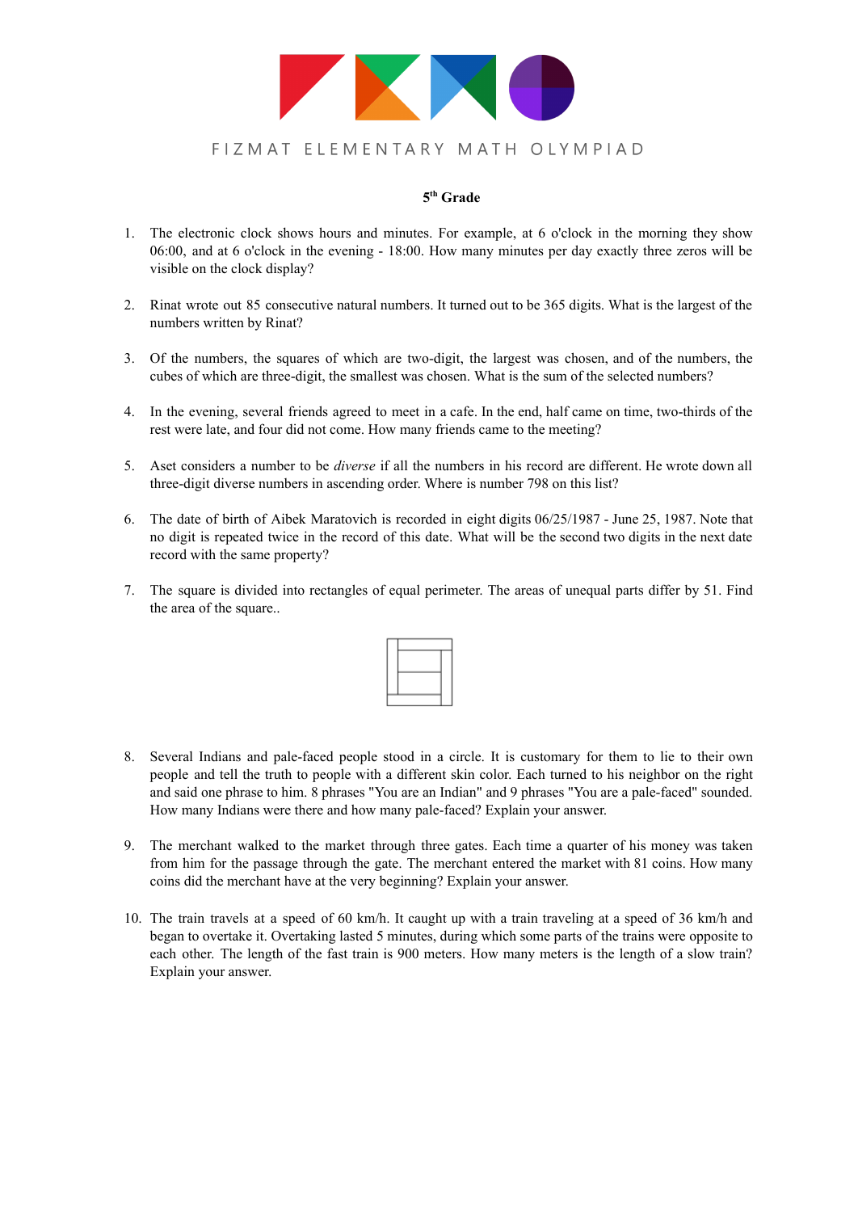FIZMAT ELEMENTARY MATH OLYMPIAD

**5th Grade**

1. The electronic clock shows hours and minutes. For example, at 6 o'clock in the morning they show 06:00, and at 6 o'clock in the evening - 18:00. How many minutes per day exactly three zeros will be visible on the clock display?

2. Rinat wrote out 85 consecutive natural numbers. It turned out to be 365 digits. What is the largest of the numbers written by Rinat?

3. Of the numbers, the squares of which are two-digit, the largest was chosen, and of the numbers, the cubes of which are three-digit, the smallest was chosen. What is the sum of the selected numbers?

4. In the evening, several friends agreed to meet in a cafe. In the end, half came on time, two-thirds of the rest were late, and four did not come. How many friends came to the meeting?

5. Aset considers a number to be *diverse* if all the numbers in his record are different. He wrote down all three-digit diverse numbers in ascending order. Where is number 798 on this list?

6. The date of birth of Aibek Maratovich is recorded in eight digits 06/25/1987 - June 25, 1987. Note that no digit is repeated twice in the record of this date. What will be the second two digits in the next date record with the same property?

7. The square is divided into rectangles of equal perimeter. The areas of unequal parts differ by 51. Find the area of the square..

8. Several Indians and pale-faced people stood in a circle. It is customary for them to lie to their own people and tell the truth to people with a different skin color. Each turned to his neighbor on the right and said one phrase to him. 8 phrases "You are an Indian" and 9 phrases "You are a pale-faced" sounded. How many Indians were there and how many pale-faced? Explain your answer.

9. The merchant walked to the market through three gates. Each time a quarter of his money was taken from him for the passage through the gate. The merchant entered the market with 81 coins. How many coins did the merchant have at the very beginning? Explain your answer.

10. The train travels at a speed of 60 km/h. It caught up with a train traveling at a speed of 36 km/h and began to overtake it. Overtaking lasted 5 minutes, during which some parts of the trains were opposite to each other. The length of the fast train is 900 meters. How many meters is the length of a slow train? Explain your answer.